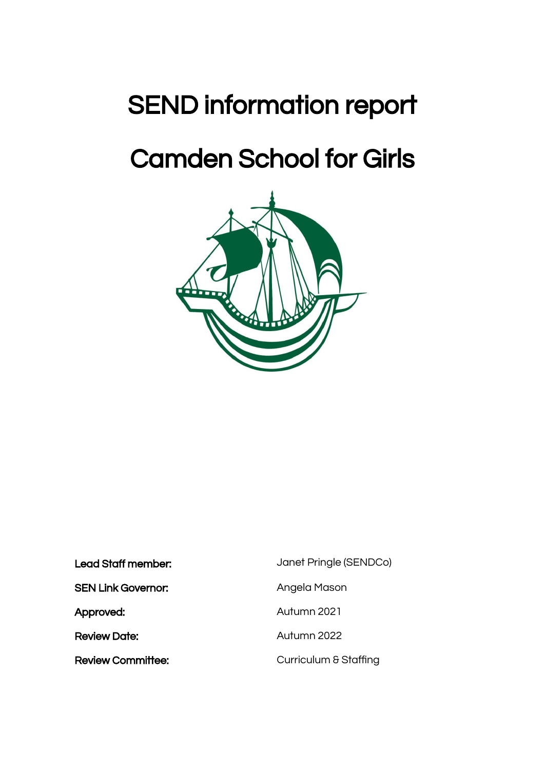# SEND information report

# Camden School for Girls

| | |
|---|---|
| **Lead Staff member:** | Janet Pringle (SENDCo) |
| **SEN Link Governor:** | Angela Mason |
| **Approved:** | Autumn 2021 |
| **Review Date:** | Autumn 2022 |
| **Review Committee:** | Curriculum & Staffing |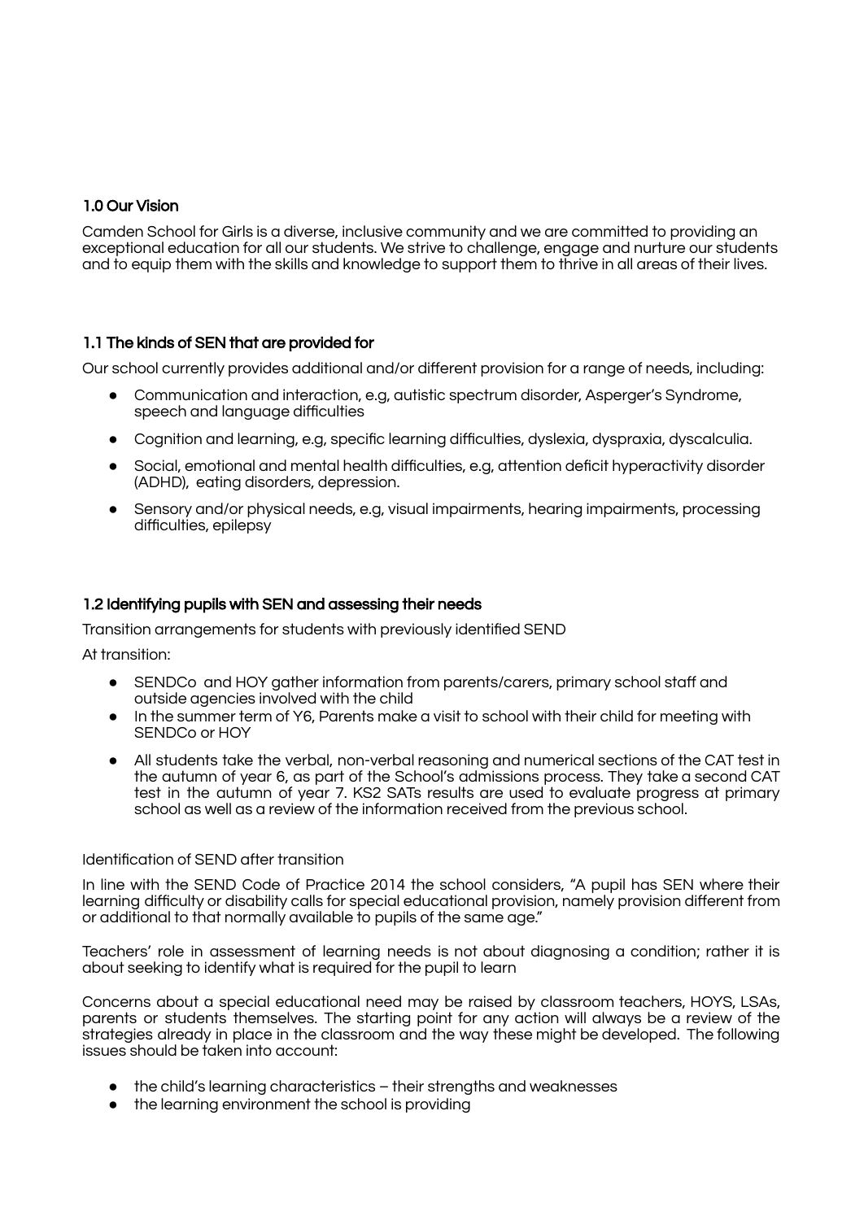## 1.0 Our Vision

Camden School for Girls is a diverse, inclusive community and we are committed to providing an exceptional education for all our students. We strive to challenge, engage and nurture our students and to equip them with the skills and knowledge to support them to thrive in all areas of their lives.

## 1.1 The kinds of SEN that are provided for

Our school currently provides additional and/or different provision for a range of needs, including:

- Communication and interaction, e.g, autistic spectrum disorder, Asperger's Syndrome, speech and language difficulties
- Cognition and learning, e.g, specific learning difficulties, dyslexia, dyspraxia, dyscalculia.
- Social, emotional and mental health difficulties, e.g, attention deficit hyperactivity disorder (ADHD), eating disorders, depression.
- Sensory and/or physical needs, e.g, visual impairments, hearing impairments, processing difficulties, epilepsy

## 1.2 Identifying pupils with SEN and assessing their needs

Transition arrangements for students with previously identified SEND

At transition:

- SENDCo and HOY gather information from parents/carers, primary school staff and outside agencies involved with the child
- In the summer term of Y6, Parents make a visit to school with their child for meeting with SENDCo or HOY
- All students take the verbal, non-verbal reasoning and numerical sections of the CAT test in the autumn of year 6, as part of the School's admissions process. They take a second CAT test in the autumn of year 7. KS2 SATs results are used to evaluate progress at primary school as well as a review of the information received from the previous school.

Identification of SEND after transition

In line with the SEND Code of Practice 2014 the school considers, "A pupil has SEN where their learning difficulty or disability calls for special educational provision, namely provision different from or additional to that normally available to pupils of the same age."

Teachers' role in assessment of learning needs is not about diagnosing a condition; rather it is about seeking to identify what is required for the pupil to learn

Concerns about a special educational need may be raised by classroom teachers, HOYS, LSAs, parents or students themselves. The starting point for any action will always be a review of the strategies already in place in the classroom and the way these might be developed. The following issues should be taken into account:

- the child's learning characteristics – their strengths and weaknesses
- the learning environment the school is providing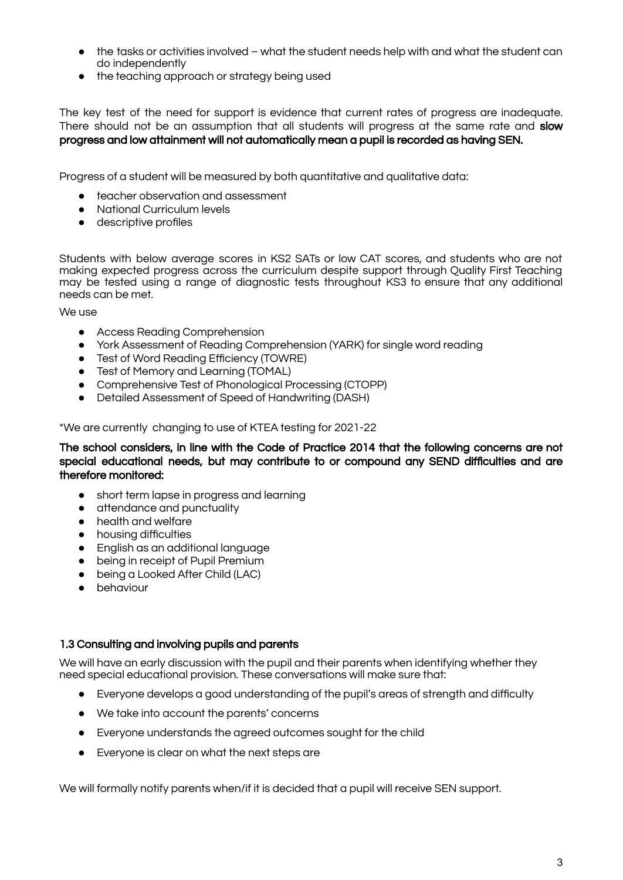- the tasks or activities involved – what the student needs help with and what the student can do independently
- the teaching approach or strategy being used

The key test of the need for support is evidence that current rates of progress are inadequate. There should not be an assumption that all students will progress at the same rate and **slow progress and low attainment will not automatically mean a pupil is recorded as having SEN.**

Progress of a student will be measured by both quantitative and qualitative data:

- teacher observation and assessment
- National Curriculum levels
- descriptive profiles

Students with below average scores in KS2 SATs or low CAT scores, and students who are not making expected progress across the curriculum despite support through Quality First Teaching may be tested using a range of diagnostic tests throughout KS3 to ensure that any additional needs can be met.

We use

- Access Reading Comprehension
- York Assessment of Reading Comprehension (YARK) for single word reading
- Test of Word Reading Efficiency (TOWRE)
- Test of Memory and Learning (TOMAL)
- Comprehensive Test of Phonological Processing (CTOPP)
- Detailed Assessment of Speed of Handwriting (DASH)

*We are currently changing to use of KTEA testing for 2021-22

**The school considers, in line with the Code of Practice 2014 that the following concerns are not special educational needs, but may contribute to or compound any SEND difficulties and are therefore monitored:**

- short term lapse in progress and learning
- attendance and punctuality
- health and welfare
- housing difficulties
- English as an additional language
- being in receipt of Pupil Premium
- being a Looked After Child (LAC)
- behaviour

### 1.3 Consulting and involving pupils and parents

We will have an early discussion with the pupil and their parents when identifying whether they need special educational provision. These conversations will make sure that:

- Everyone develops a good understanding of the pupil's areas of strength and difficulty
- We take into account the parents' concerns
- Everyone understands the agreed outcomes sought for the child
- Everyone is clear on what the next steps are

We will formally notify parents when/if it is decided that a pupil will receive SEN support.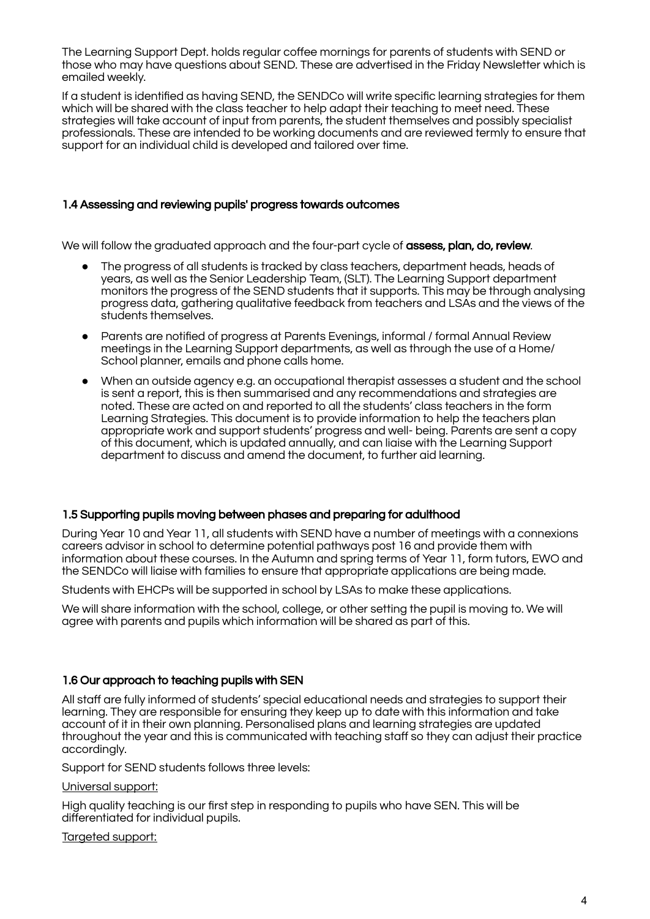The Learning Support Dept. holds regular coffee mornings for parents of students with SEND or those who may have questions about SEND. These are advertised in the Friday Newsletter which is emailed weekly.

If a student is identified as having SEND, the SENDCo will write specific learning strategies for them which will be shared with the class teacher to help adapt their teaching to meet need. These strategies will take account of input from parents, the student themselves and possibly specialist professionals. These are intended to be working documents and are reviewed termly to ensure that support for an individual child is developed and tailored over time.

### 1.4 Assessing and reviewing pupils' progress towards outcomes

We will follow the graduated approach and the four-part cycle of **assess, plan, do, review**.

- The progress of all students is tracked by class teachers, department heads, heads of years, as well as the Senior Leadership Team, (SLT). The Learning Support department monitors the progress of the SEND students that it supports. This may be through analysing progress data, gathering qualitative feedback from teachers and LSAs and the views of the students themselves.
- Parents are notified of progress at Parents Evenings, informal / formal Annual Review meetings in the Learning Support departments, as well as through the use of a Home/ School planner, emails and phone calls home.
- When an outside agency e.g. an occupational therapist assesses a student and the school is sent a report, this is then summarised and any recommendations and strategies are noted. These are acted on and reported to all the students' class teachers in the form Learning Strategies. This document is to provide information to help the teachers plan appropriate work and support students' progress and well- being. Parents are sent a copy of this document, which is updated annually, and can liaise with the Learning Support department to discuss and amend the document, to further aid learning.

### 1.5 Supporting pupils moving between phases and preparing for adulthood

During Year 10 and Year 11, all students with SEND have a number of meetings with a connexions careers advisor in school to determine potential pathways post 16 and provide them with information about these courses. In the Autumn and spring terms of Year 11, form tutors, EWO and the SENDCo will liaise with families to ensure that appropriate applications are being made.

Students with EHCPs will be supported in school by LSAs to make these applications.

We will share information with the school, college, or other setting the pupil is moving to. We will agree with parents and pupils which information will be shared as part of this.

### 1.6 Our approach to teaching pupils with SEN

All staff are fully informed of students' special educational needs and strategies to support their learning. They are responsible for ensuring they keep up to date with this information and take account of it in their own planning. Personalised plans and learning strategies are updated throughout the year and this is communicated with teaching staff so they can adjust their practice accordingly.

Support for SEND students follows three levels:

Universal support:

High quality teaching is our first step in responding to pupils who have SEN. This will be differentiated for individual pupils.

Targeted support: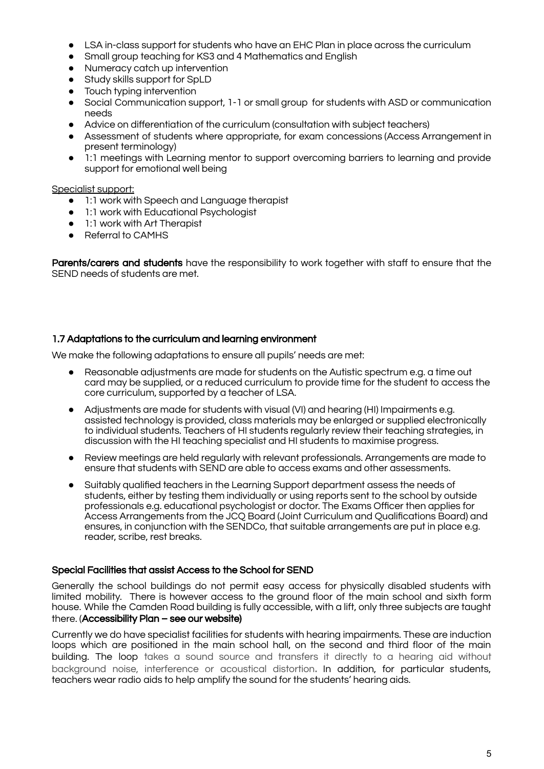- LSA in-class support for students who have an EHC Plan in place across the curriculum
- Small group teaching for KS3 and 4 Mathematics and English
- Numeracy catch up intervention
- Study skills support for SpLD
- Touch typing intervention
- Social Communication support, 1-1 or small group for students with ASD or communication needs
- Advice on differentiation of the curriculum (consultation with subject teachers)
- Assessment of students where appropriate, for exam concessions (Access Arrangement in present terminology)
- 1:1 meetings with Learning mentor to support overcoming barriers to learning and provide support for emotional well being

Specialist support:

- 1:1 work with Speech and Language therapist
- 1:1 work with Educational Psychologist
- 1:1 work with Art Therapist
- Referral to CAMHS

**Parents/carers and students** have the responsibility to work together with staff to ensure that the SEND needs of students are met.

### 1.7 Adaptations to the curriculum and learning environment

We make the following adaptations to ensure all pupils' needs are met:

- Reasonable adjustments are made for students on the Autistic spectrum e.g. a time out card may be supplied, or a reduced curriculum to provide time for the student to access the core curriculum, supported by a teacher of LSA.
- Adjustments are made for students with visual (VI) and hearing (HI) Impairments e.g. assisted technology is provided, class materials may be enlarged or supplied electronically to individual students. Teachers of HI students regularly review their teaching strategies, in discussion with the HI teaching specialist and HI students to maximise progress.
- Review meetings are held regularly with relevant professionals. Arrangements are made to ensure that students with SEND are able to access exams and other assessments.
- Suitably qualified teachers in the Learning Support department assess the needs of students, either by testing them individually or using reports sent to the school by outside professionals e.g. educational psychologist or doctor. The Exams Officer then applies for Access Arrangements from the JCQ Board (Joint Curriculum and Qualifications Board) and ensures, in conjunction with the SENDCo, that suitable arrangements are put in place e.g. reader, scribe, rest breaks.

### Special Facilities that assist Access to the School for SEND

Generally the school buildings do not permit easy access for physically disabled students with limited mobility. There is however access to the ground floor of the main school and sixth form house. While the Camden Road building is fully accessible, with a lift, only three subjects are taught there. (**Accessibility Plan – see our website)**

Currently we do have specialist facilities for students with hearing impairments. These are induction loops which are positioned in the main school hall, on the second and third floor of the main building. The loop takes a sound source and transfers it directly to a hearing aid without background noise, interference or acoustical distortion. In addition, for particular students, teachers wear radio aids to help amplify the sound for the students' hearing aids.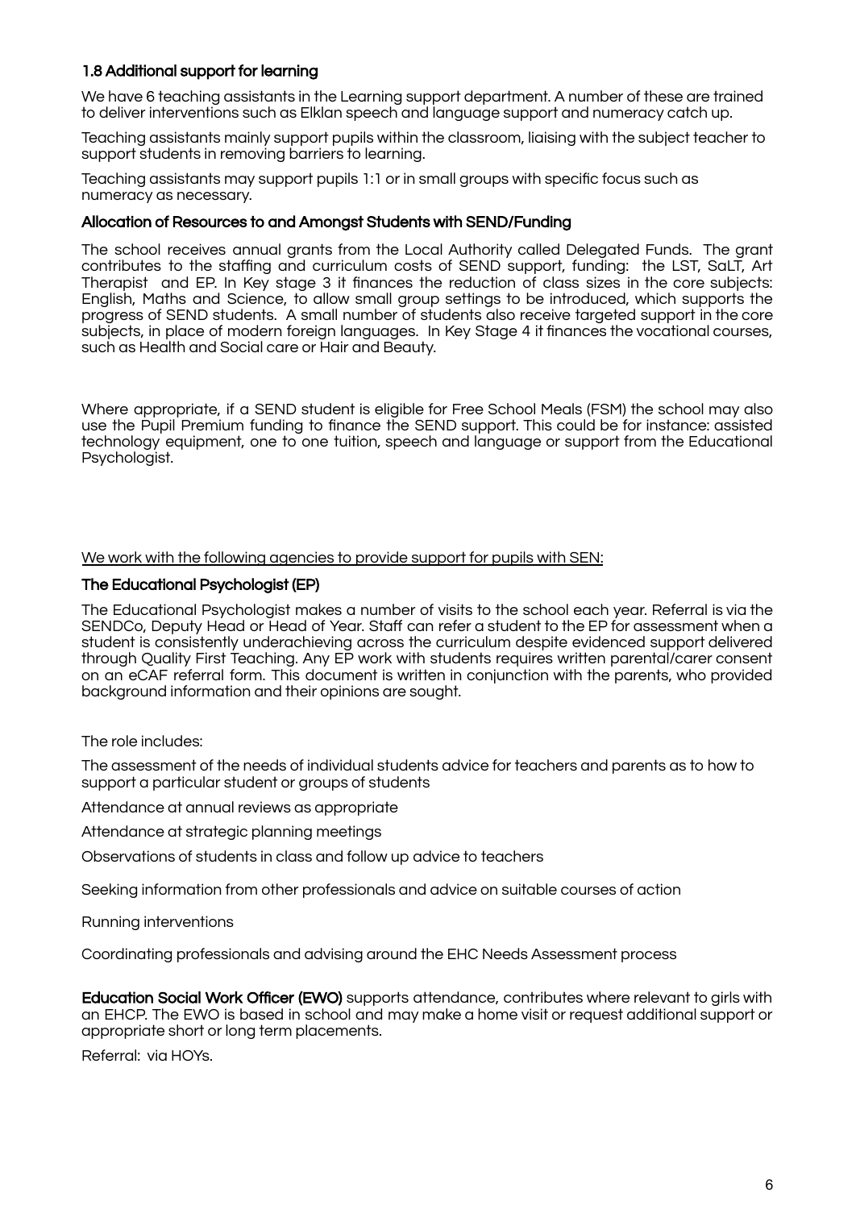### 1.8 Additional support for learning

We have 6 teaching assistants in the Learning support department. A number of these are trained to deliver interventions such as Elklan speech and language support and numeracy catch up.

Teaching assistants mainly support pupils within the classroom, liaising with the subject teacher to support students in removing barriers to learning.

Teaching assistants may support pupils 1:1 or in small groups with specific focus such as numeracy as necessary.

### Allocation of Resources to and Amongst Students with SEND/Funding

The school receives annual grants from the Local Authority called Delegated Funds. The grant contributes to the staffing and curriculum costs of SEND support, funding: the LST, SaLT, Art Therapist and EP. In Key stage 3 it finances the reduction of class sizes in the core subjects: English, Maths and Science, to allow small group settings to be introduced, which supports the progress of SEND students. A small number of students also receive targeted support in the core subjects, in place of modern foreign languages. In Key Stage 4 it finances the vocational courses, such as Health and Social care or Hair and Beauty.

Where appropriate, if a SEND student is eligible for Free School Meals (FSM) the school may also use the Pupil Premium funding to finance the SEND support. This could be for instance: assisted technology equipment, one to one tuition, speech and language or support from the Educational Psychologist.

We work with the following agencies to provide support for pupils with SEN:

### The Educational Psychologist (EP)

The Educational Psychologist makes a number of visits to the school each year. Referral is via the SENDCo, Deputy Head or Head of Year. Staff can refer a student to the EP for assessment when a student is consistently underachieving across the curriculum despite evidenced support delivered through Quality First Teaching. Any EP work with students requires written parental/carer consent on an eCAF referral form. This document is written in conjunction with the parents, who provided background information and their opinions are sought.

The role includes:

The assessment of the needs of individual students advice for teachers and parents as to how to support a particular student or groups of students

Attendance at annual reviews as appropriate

Attendance at strategic planning meetings

Observations of students in class and follow up advice to teachers

Seeking information from other professionals and advice on suitable courses of action

Running interventions

Coordinating professionals and advising around the EHC Needs Assessment process

**Education Social Work Officer (EWO)** supports attendance, contributes where relevant to girls with an EHCP. The EWO is based in school and may make a home visit or request additional support or appropriate short or long term placements.

Referral: via HOYs.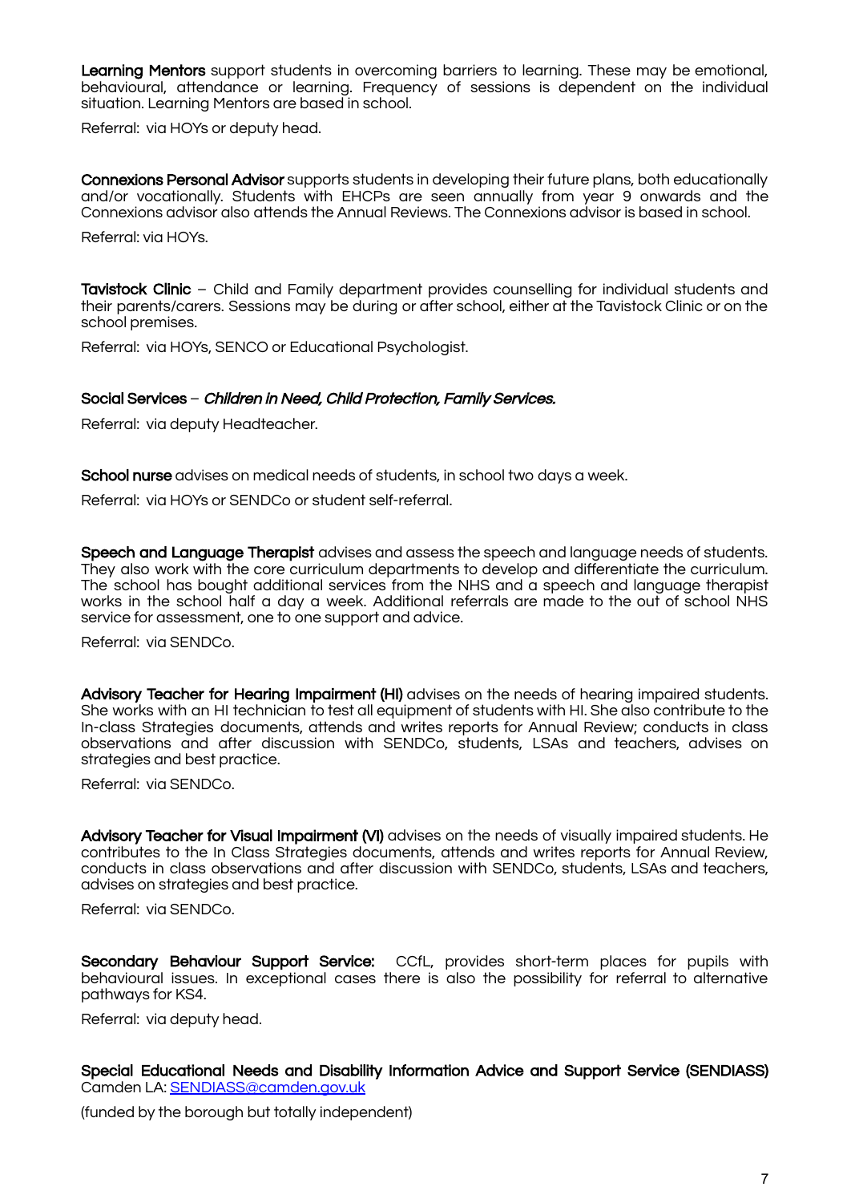**Learning Mentors** support students in overcoming barriers to learning. These may be emotional, behavioural, attendance or learning. Frequency of sessions is dependent on the individual situation. Learning Mentors are based in school.

Referral: via HOYs or deputy head.

**Connexions Personal Advisor** supports students in developing their future plans, both educationally and/or vocationally. Students with EHCPs are seen annually from year 9 onwards and the Connexions advisor also attends the Annual Reviews. The Connexions advisor is based in school.

Referral: via HOYs.

**Tavistock Clinic** – Child and Family department provides counselling for individual students and their parents/carers. Sessions may be during or after school, either at the Tavistock Clinic or on the school premises.

Referral: via HOYs, SENCO or Educational Psychologist.

**Social Services** – *Children in Need, Child Protection, Family Services.*

Referral: via deputy Headteacher.

**School nurse** advises on medical needs of students, in school two days a week.

Referral: via HOYs or SENDCo or student self-referral.

**Speech and Language Therapist** advises and assess the speech and language needs of students. They also work with the core curriculum departments to develop and differentiate the curriculum. The school has bought additional services from the NHS and a speech and language therapist works in the school half a day a week. Additional referrals are made to the out of school NHS service for assessment, one to one support and advice.

Referral: via SENDCo.

**Advisory Teacher for Hearing Impairment (HI)** advises on the needs of hearing impaired students. She works with an HI technician to test all equipment of students with HI. She also contribute to the In-class Strategies documents, attends and writes reports for Annual Review; conducts in class observations and after discussion with SENDCo, students, LSAs and teachers, advises on strategies and best practice.

Referral: via SENDCo.

**Advisory Teacher for Visual Impairment (VI)** advises on the needs of visually impaired students. He contributes to the In Class Strategies documents, attends and writes reports for Annual Review, conducts in class observations and after discussion with SENDCo, students, LSAs and teachers, advises on strategies and best practice.

Referral: via SENDCo.

**Secondary Behaviour Support Service:** CCfL, provides short-term places for pupils with behavioural issues. In exceptional cases there is also the possibility for referral to alternative pathways for KS4.

Referral: via deputy head.

**Special Educational Needs and Disability Information Advice and Support Service (SENDIASS)** Camden LA: SENDIASS@camden.gov.uk

(funded by the borough but totally independent)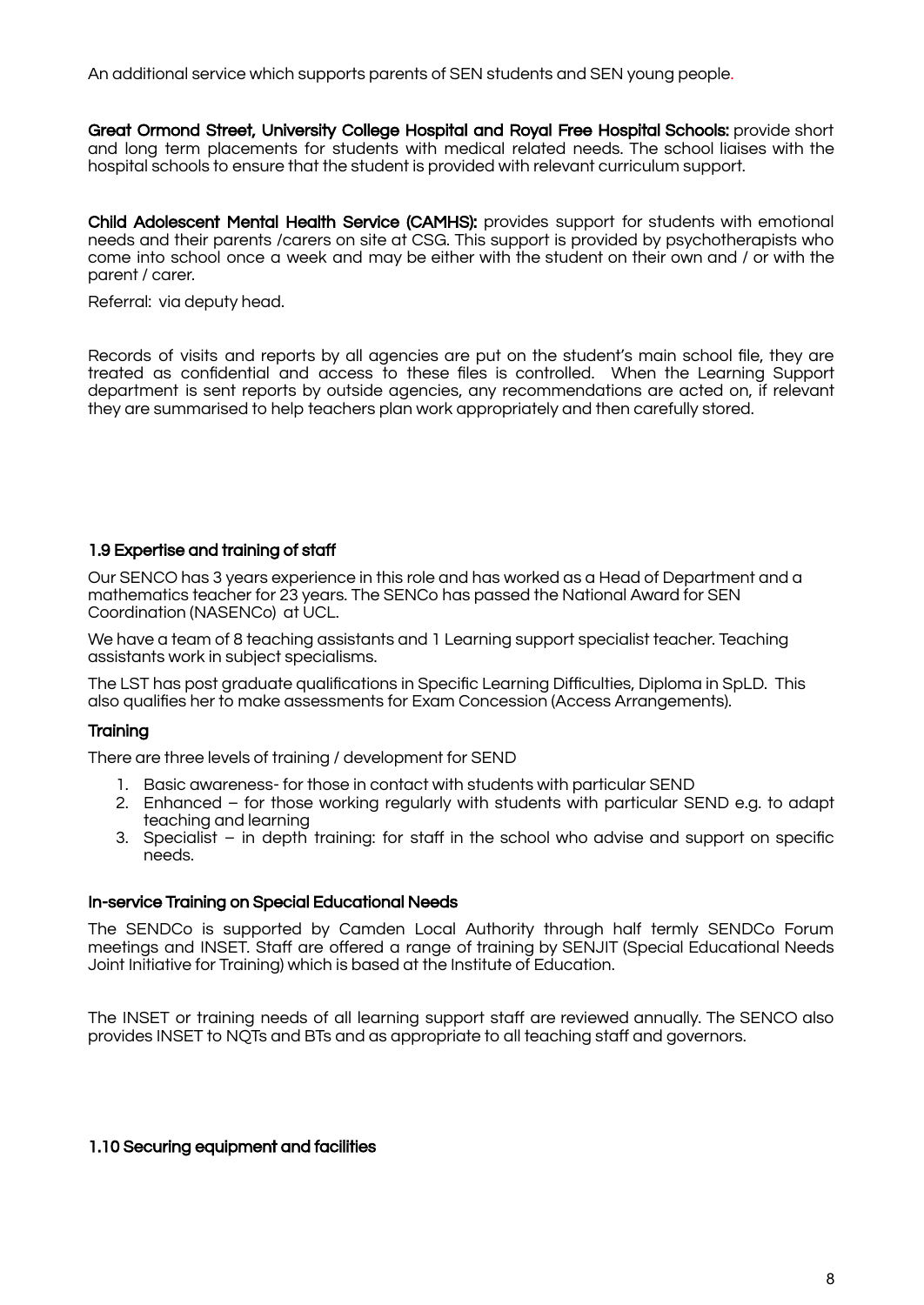An additional service which supports parents of SEN students and SEN young people.

**Great Ormond Street, University College Hospital and Royal Free Hospital Schools:** provide short and long term placements for students with medical related needs. The school liaises with the hospital schools to ensure that the student is provided with relevant curriculum support.

**Child Adolescent Mental Health Service (CAMHS):** provides support for students with emotional needs and their parents /carers on site at CSG. This support is provided by psychotherapists who come into school once a week and may be either with the student on their own and / or with the parent / carer.

Referral: via deputy head.

Records of visits and reports by all agencies are put on the student's main school file, they are treated as confidential and access to these files is controlled. When the Learning Support department is sent reports by outside agencies, any recommendations are acted on, if relevant they are summarised to help teachers plan work appropriately and then carefully stored.

### 1.9 Expertise and training of staff

Our SENCO has 3 years experience in this role and has worked as a Head of Department and a mathematics teacher for 23 years. The SENCo has passed the National Award for SEN Coordination (NASENCo) at UCL.

We have a team of 8 teaching assistants and 1 Learning support specialist teacher. Teaching assistants work in subject specialisms.

The LST has post graduate qualifications in Specific Learning Difficulties, Diploma in SpLD. This also qualifies her to make assessments for Exam Concession (Access Arrangements).

#### Training

There are three levels of training / development for SEND

1. Basic awareness- for those in contact with students with particular SEND
2. Enhanced – for those working regularly with students with particular SEND e.g. to adapt teaching and learning
3. Specialist – in depth training: for staff in the school who advise and support on specific needs.

#### In-service Training on Special Educational Needs

The SENDCo is supported by Camden Local Authority through half termly SENDCo Forum meetings and INSET. Staff are offered a range of training by SENJIT (Special Educational Needs Joint Initiative for Training) which is based at the Institute of Education.

The INSET or training needs of all learning support staff are reviewed annually. The SENCO also provides INSET to NQTs and BTs and as appropriate to all teaching staff and governors.

### 1.10 Securing equipment and facilities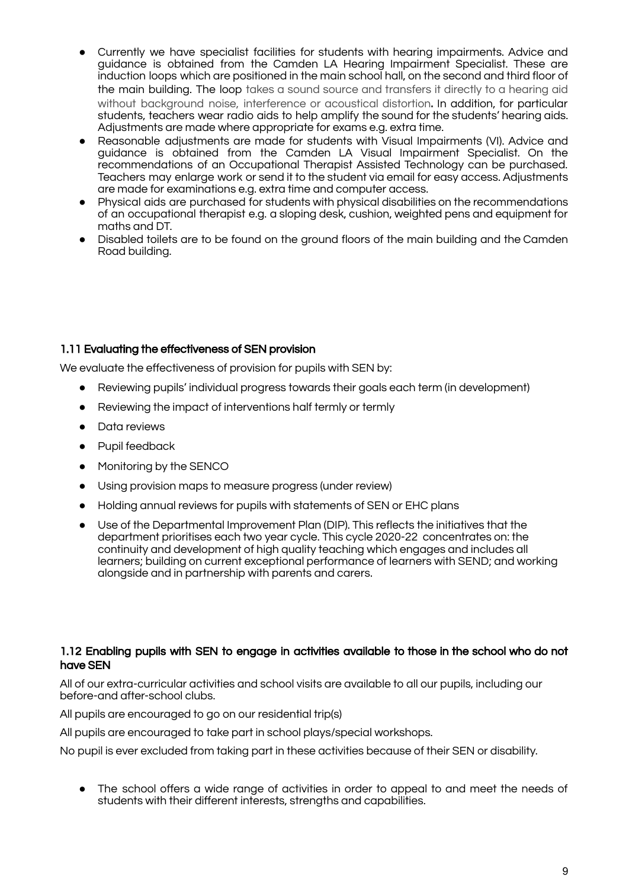- Currently we have specialist facilities for students with hearing impairments. Advice and guidance is obtained from the Camden LA Hearing Impairment Specialist. These are induction loops which are positioned in the main school hall, on the second and third floor of the main building. The loop takes a sound source and transfers it directly to a hearing aid without background noise, interference or acoustical distortion. In addition, for particular students, teachers wear radio aids to help amplify the sound for the students' hearing aids. Adjustments are made where appropriate for exams e.g. extra time.
- Reasonable adjustments are made for students with Visual Impairments (VI). Advice and guidance is obtained from the Camden LA Visual Impairment Specialist. On the recommendations of an Occupational Therapist Assisted Technology can be purchased. Teachers may enlarge work or send it to the student via email for easy access. Adjustments are made for examinations e.g. extra time and computer access.
- Physical aids are purchased for students with physical disabilities on the recommendations of an occupational therapist e.g. a sloping desk, cushion, weighted pens and equipment for maths and DT.
- Disabled toilets are to be found on the ground floors of the main building and the Camden Road building.

### 1.11 Evaluating the effectiveness of SEN provision

We evaluate the effectiveness of provision for pupils with SEN by:

- Reviewing pupils' individual progress towards their goals each term (in development)
- Reviewing the impact of interventions half termly or termly
- Data reviews
- Pupil feedback
- Monitoring by the SENCO
- Using provision maps to measure progress (under review)
- Holding annual reviews for pupils with statements of SEN or EHC plans
- Use of the Departmental Improvement Plan (DIP). This reflects the initiatives that the department prioritises each two year cycle. This cycle 2020-22 concentrates on: the continuity and development of high quality teaching which engages and includes all learners; building on current exceptional performance of learners with SEND; and working alongside and in partnership with parents and carers.

### 1.12 Enabling pupils with SEN to engage in activities available to those in the school who do not have SEN

All of our extra-curricular activities and school visits are available to all our pupils, including our before-and after-school clubs.

All pupils are encouraged to go on our residential trip(s)

All pupils are encouraged to take part in school plays/special workshops.

No pupil is ever excluded from taking part in these activities because of their SEN or disability.

- The school offers a wide range of activities in order to appeal to and meet the needs of students with their different interests, strengths and capabilities.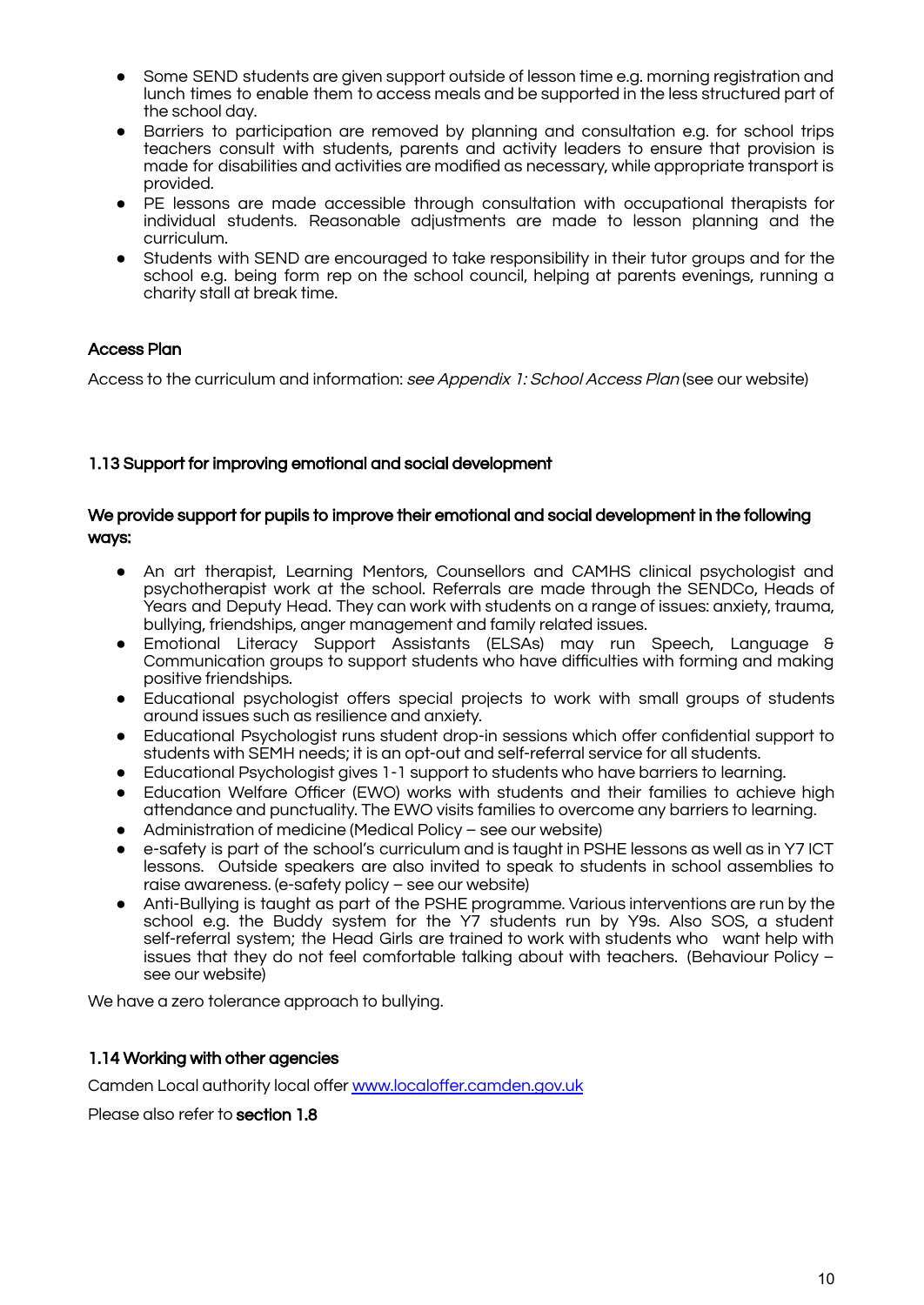- Some SEND students are given support outside of lesson time e.g. morning registration and lunch times to enable them to access meals and be supported in the less structured part of the school day.
- Barriers to participation are removed by planning and consultation e.g. for school trips teachers consult with students, parents and activity leaders to ensure that provision is made for disabilities and activities are modified as necessary, while appropriate transport is provided.
- PE lessons are made accessible through consultation with occupational therapists for individual students. Reasonable adjustments are made to lesson planning and the curriculum.
- Students with SEND are encouraged to take responsibility in their tutor groups and for the school e.g. being form rep on the school council, helping at parents evenings, running a charity stall at break time.

### Access Plan

Access to the curriculum and information: *see Appendix 1: School Access Plan* (see our website)

### 1.13 Support for improving emotional and social development

#### We provide support for pupils to improve their emotional and social development in the following ways:

- An art therapist, Learning Mentors, Counsellors and CAMHS clinical psychologist and psychotherapist work at the school. Referrals are made through the SENDCo, Heads of Years and Deputy Head. They can work with students on a range of issues: anxiety, trauma, bullying, friendships, anger management and family related issues.
- Emotional Literacy Support Assistants (ELSAs) may run Speech, Language & Communication groups to support students who have difficulties with forming and making positive friendships.
- Educational psychologist offers special projects to work with small groups of students around issues such as resilience and anxiety.
- Educational Psychologist runs student drop-in sessions which offer confidential support to students with SEMH needs; it is an opt-out and self-referral service for all students.
- Educational Psychologist gives 1-1 support to students who have barriers to learning.
- Education Welfare Officer (EWO) works with students and their families to achieve high attendance and punctuality. The EWO visits families to overcome any barriers to learning.
- Administration of medicine (Medical Policy – see our website)
- e-safety is part of the school's curriculum and is taught in PSHE lessons as well as in Y7 ICT lessons. Outside speakers are also invited to speak to students in school assemblies to raise awareness. (e-safety policy – see our website)
- Anti-Bullying is taught as part of the PSHE programme. Various interventions are run by the school e.g. the Buddy system for the Y7 students run by Y9s. Also SOS, a student self-referral system; the Head Girls are trained to work with students who want help with issues that they do not feel comfortable talking about with teachers. (Behaviour Policy – see our website)

We have a zero tolerance approach to bullying.

### 1.14 Working with other agencies

Camden Local authority local offer [www.localoffer.camden.gov.uk](http://www.localoffer.camden.gov.uk)

Please also refer to **section 1.8**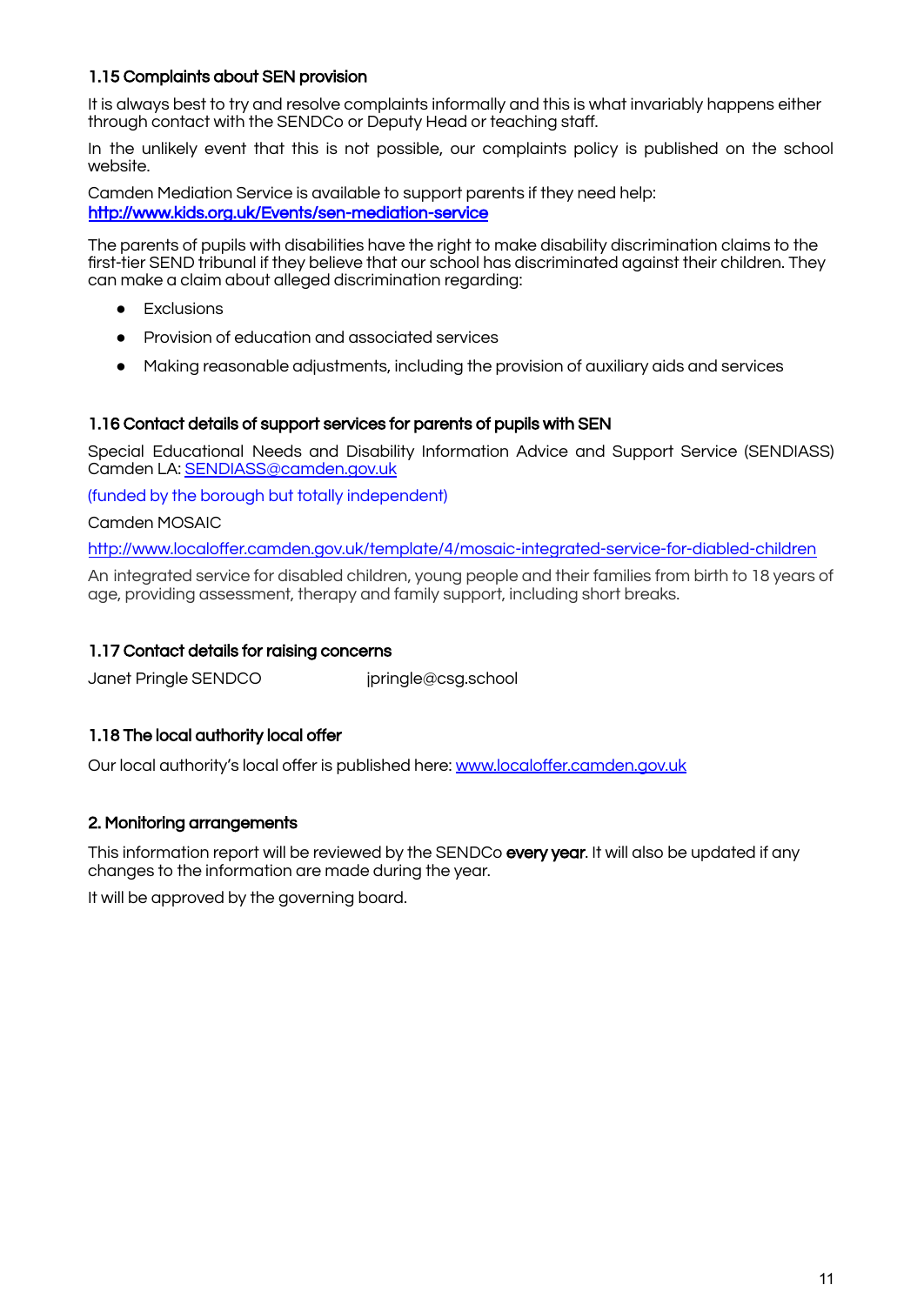### 1.15 Complaints about SEN provision

It is always best to try and resolve complaints informally and this is what invariably happens either through contact with the SENDCo or Deputy Head or teaching staff.

In the unlikely event that this is not possible, our complaints policy is published on the school website.

Camden Mediation Service is available to support parents if they need help:
**http://www.kids.org.uk/Events/sen-mediation-service**

The parents of pupils with disabilities have the right to make disability discrimination claims to the first-tier SEND tribunal if they believe that our school has discriminated against their children. They can make a claim about alleged discrimination regarding:

- Exclusions
- Provision of education and associated services
- Making reasonable adjustments, including the provision of auxiliary aids and services

### 1.16 Contact details of support services for parents of pupils with SEN

Special Educational Needs and Disability Information Advice and Support Service (SENDIASS) Camden LA: SENDIASS@camden.gov.uk

(funded by the borough but totally independent)

Camden MOSAIC

http://www.localoffer.camden.gov.uk/template/4/mosaic-integrated-service-for-diabled-children

An integrated service for disabled children, young people and their families from birth to 18 years of age, providing assessment, therapy and family support, including short breaks.

### 1.17 Contact details for raising concerns

Janet Pringle SENDCO jpringle@csg.school

### 1.18 The local authority local offer

Our local authority's local offer is published here: www.localoffer.camden.gov.uk

## 2. Monitoring arrangements

This information report will be reviewed by the SENDCo **every year**. It will also be updated if any changes to the information are made during the year.

It will be approved by the governing board.